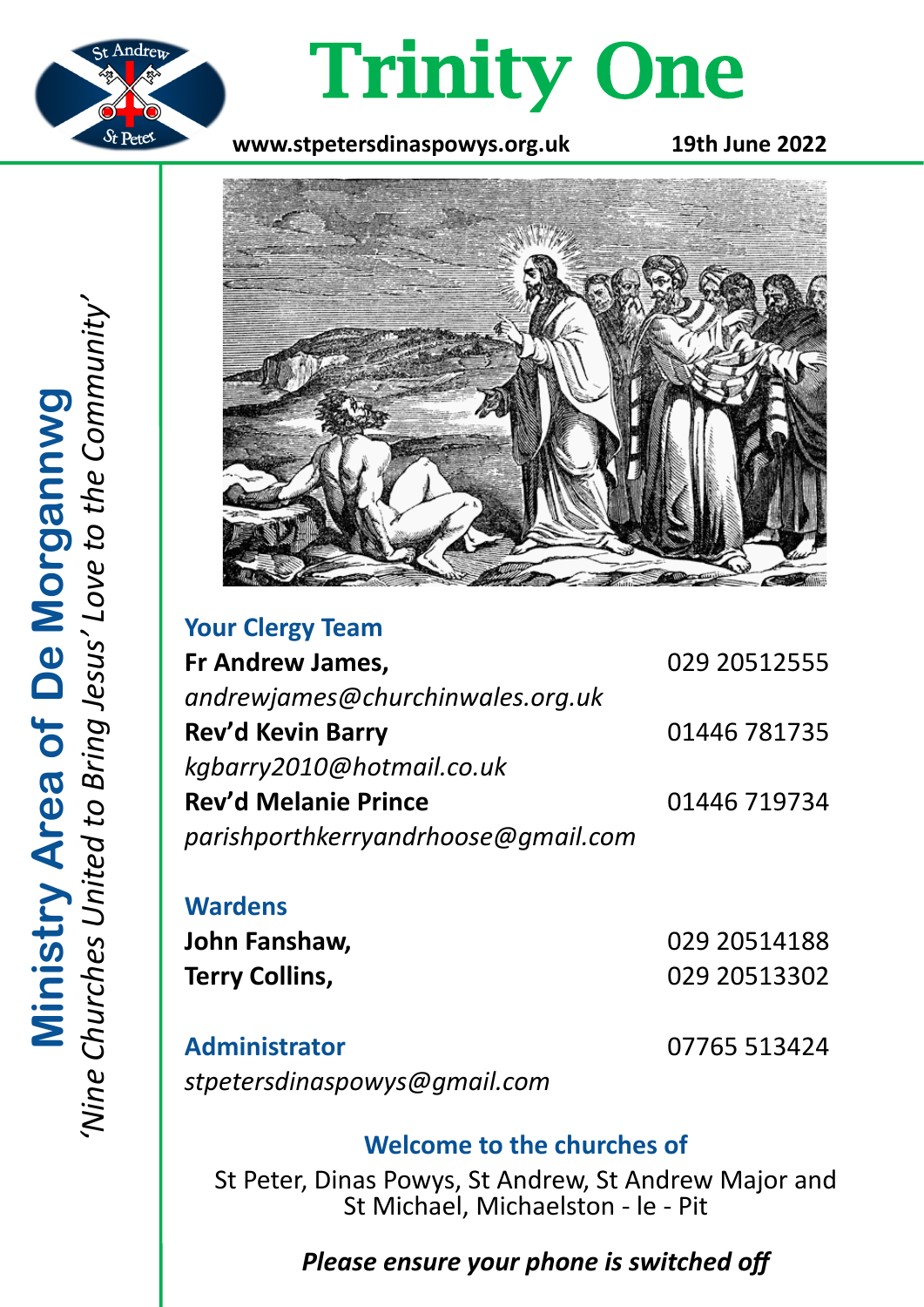# Trinity One

**www.stpetersdinaspowys.org.uk** **19th June 2022**

**Ministry Area of De Morgannwg**

*'Nine Churches United to Bring Jesus' Love to the Community'*

## Your Clergy Team

**Fr Andrew James,** 029 20512555
*andrewjames@churchinwales.org.uk*

**Rev'd Kevin Barry** 01446 781735
*kgbarry2010@hotmail.co.uk*

**Rev'd Melanie Prince** 01446 719734
*parishporthkerryandrhoose@gmail.com*

## Wardens

**John Fanshaw,** 029 20514188

**Terry Collins,** 029 20513302

## Administrator

07765 513424
*stpetersdinaspowys@gmail.com*

### Welcome to the churches of

St Peter, Dinas Powys, St Andrew, St Andrew Major and St Michael, Michaelston - le - Pit

***Please ensure your phone is switched off***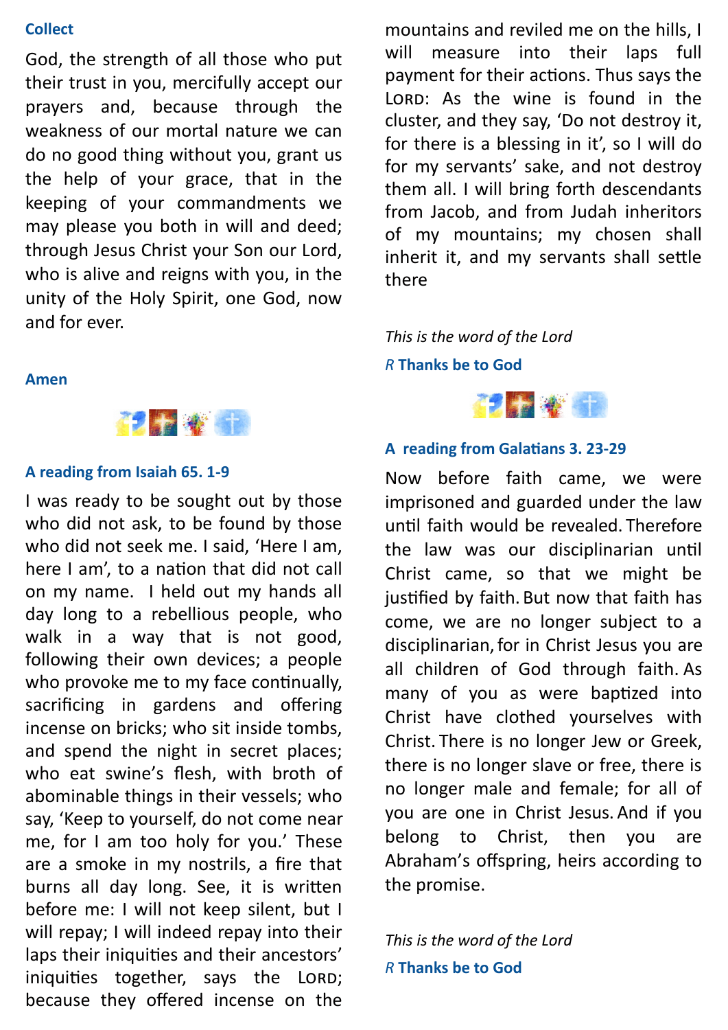**Collect**

God, the strength of all those who put their trust in you, mercifully accept our prayers and, because through the weakness of our mortal nature we can do no good thing without you, grant us the help of your grace, that in the keeping of your commandments we may please you both in will and deed; through Jesus Christ your Son our Lord, who is alive and reigns with you, in the unity of the Holy Spirit, one God, now and for ever.

**Amen**

**A reading from Isaiah 65. 1-9**

I was ready to be sought out by those who did not ask, to be found by those who did not seek me. I said, 'Here I am, here I am', to a nation that did not call on my name. I held out my hands all day long to a rebellious people, who walk in a way that is not good, following their own devices; a people who provoke me to my face continually, sacrificing in gardens and offering incense on bricks; who sit inside tombs, and spend the night in secret places; who eat swine's flesh, with broth of abominable things in their vessels; who say, 'Keep to yourself, do not come near me, for I am too holy for you.' These are a smoke in my nostrils, a fire that burns all day long. See, it is written before me: I will not keep silent, but I will repay; I will indeed repay into their laps their iniquities and their ancestors' iniquities together, says the LORD; because they offered incense on the mountains and reviled me on the hills, I will measure into their laps full payment for their actions. Thus says the LORD: As the wine is found in the cluster, and they say, 'Do not destroy it, for there is a blessing in it', so I will do for my servants' sake, and not destroy them all. I will bring forth descendants from Jacob, and from Judah inheritors of my mountains; my chosen shall inherit it, and my servants shall settle there

*This is the word of the Lord*

*R* **Thanks be to God**

**A reading from Galatians 3. 23-29**

Now before faith came, we were imprisoned and guarded under the law until faith would be revealed. Therefore the law was our disciplinarian until Christ came, so that we might be justified by faith. But now that faith has come, we are no longer subject to a disciplinarian, for in Christ Jesus you are all children of God through faith. As many of you as were baptized into Christ have clothed yourselves with Christ. There is no longer Jew or Greek, there is no longer slave or free, there is no longer male and female; for all of you are one in Christ Jesus. And if you belong to Christ, then you are Abraham's offspring, heirs according to the promise.

*This is the word of the Lord*

*R* **Thanks be to God**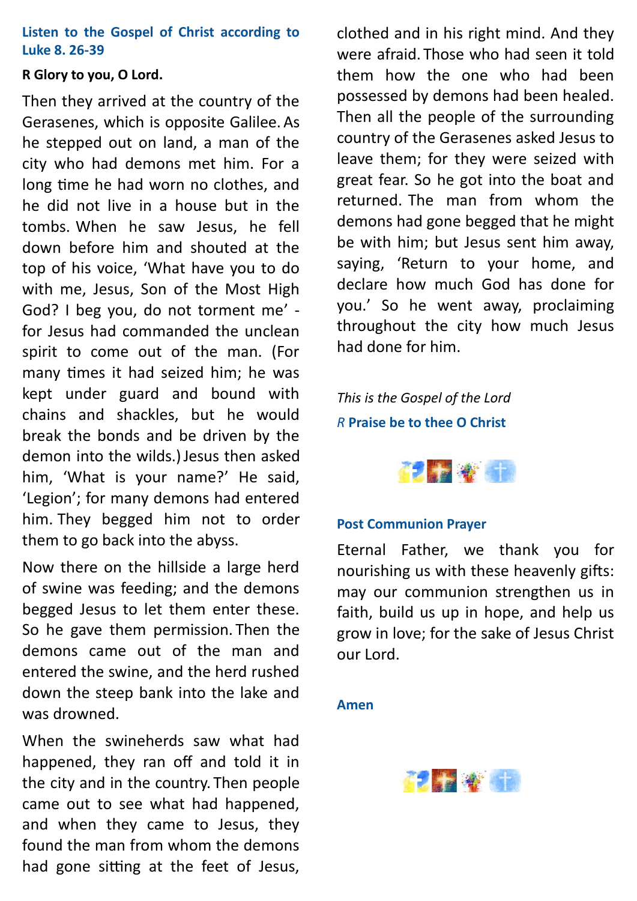**Listen to the Gospel of Christ according to Luke 8. 26-39**

**R Glory to you, O Lord.**

Then they arrived at the country of the Gerasenes, which is opposite Galilee. As he stepped out on land, a man of the city who had demons met him. For a long time he had worn no clothes, and he did not live in a house but in the tombs. When he saw Jesus, he fell down before him and shouted at the top of his voice, 'What have you to do with me, Jesus, Son of the Most High God? I beg you, do not torment me' - for Jesus had commanded the unclean spirit to come out of the man. (For many times it had seized him; he was kept under guard and bound with chains and shackles, but he would break the bonds and be driven by the demon into the wilds.) Jesus then asked him, 'What is your name?' He said, 'Legion'; for many demons had entered him. They begged him not to order them to go back into the abyss.

Now there on the hillside a large herd of swine was feeding; and the demons begged Jesus to let them enter these. So he gave them permission. Then the demons came out of the man and entered the swine, and the herd rushed down the steep bank into the lake and was drowned.

When the swineherds saw what had happened, they ran off and told it in the city and in the country. Then people came out to see what had happened, and when they came to Jesus, they found the man from whom the demons had gone sitting at the feet of Jesus, clothed and in his right mind. And they were afraid. Those who had seen it told them how the one who had been possessed by demons had been healed. Then all the people of the surrounding country of the Gerasenes asked Jesus to leave them; for they were seized with great fear. So he got into the boat and returned. The man from whom the demons had gone begged that he might be with him; but Jesus sent him away, saying, 'Return to your home, and declare how much God has done for you.' So he went away, proclaiming throughout the city how much Jesus had done for him.

*This is the Gospel of the Lord*

*R* **Praise be to thee O Christ**

**Post Communion Prayer**

Eternal Father, we thank you for nourishing us with these heavenly gifts: may our communion strengthen us in faith, build us up in hope, and help us grow in love; for the sake of Jesus Christ our Lord.

**Amen**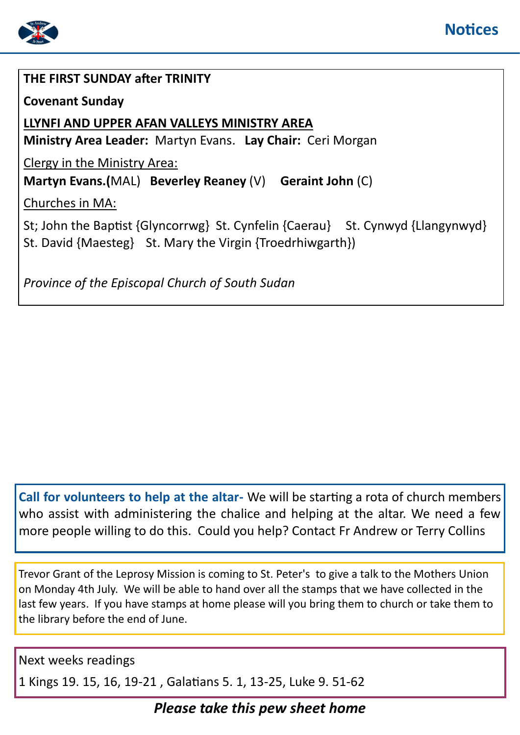# Notices

**THE FIRST SUNDAY after TRINITY**

**Covenant Sunday**

**LLYNFI AND UPPER AFAN VALLEYS MINISTRY AREA**

**Ministry Area Leader:** Martyn Evans. **Lay Chair:** Ceri Morgan

Clergy in the Ministry Area:

**Martyn Evans.(**MAL) **Beverley Reaney** (V) **Geraint John** (C)

Churches in MA:

St; John the Baptist {Glyncorrwg} St. Cynfelin {Caerau} St. Cynwyd {Llangynwyd} St. David {Maesteg} St. Mary the Virgin {Troedrhiwgarth})

*Province of the Episcopal Church of South Sudan*

**Call for volunteers to help at the altar-** We will be starting a rota of church members who assist with administering the chalice and helping at the altar. We need a few more people willing to do this. Could you help? Contact Fr Andrew or Terry Collins

Trevor Grant of the Leprosy Mission is coming to St. Peter's to give a talk to the Mothers Union on Monday 4th July. We will be able to hand over all the stamps that we have collected in the last few years. If you have stamps at home please will you bring them to church or take them to the library before the end of June.

Next weeks readings

1 Kings 19. 15, 16, 19-21 , Galatians 5. 1, 13-25, Luke 9. 51-62

***Please take this pew sheet home***